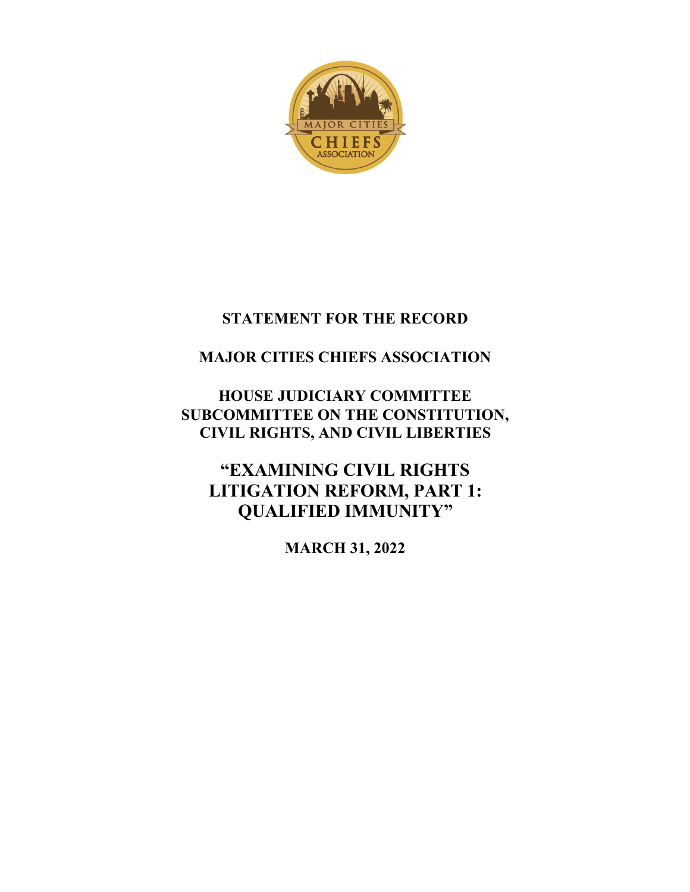**STATEMENT FOR THE RECORD**

**MAJOR CITIES CHIEFS ASSOCIATION**

**HOUSE JUDICIARY COMMITTEE**
**SUBCOMMITTEE ON THE CONSTITUTION, CIVIL RIGHTS, AND CIVIL LIBERTIES**

# "EXAMINING CIVIL RIGHTS LITIGATION REFORM, PART 1: QUALIFIED IMMUNITY"

**MARCH 31, 2022**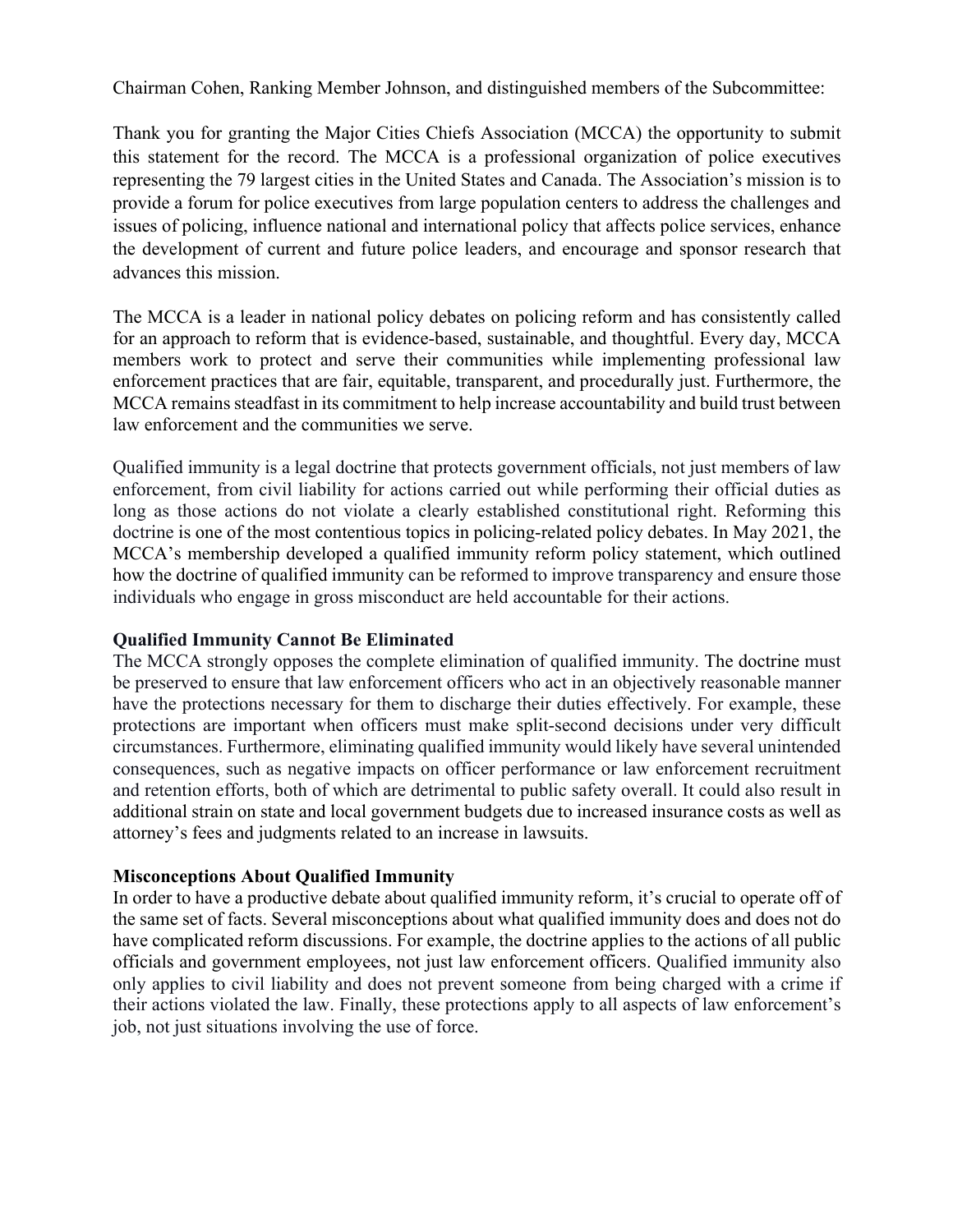Chairman Cohen, Ranking Member Johnson, and distinguished members of the Subcommittee:

Thank you for granting the Major Cities Chiefs Association (MCCA) the opportunity to submit this statement for the record. The MCCA is a professional organization of police executives representing the 79 largest cities in the United States and Canada. The Association's mission is to provide a forum for police executives from large population centers to address the challenges and issues of policing, influence national and international policy that affects police services, enhance the development of current and future police leaders, and encourage and sponsor research that advances this mission.

The MCCA is a leader in national policy debates on policing reform and has consistently called for an approach to reform that is evidence-based, sustainable, and thoughtful. Every day, MCCA members work to protect and serve their communities while implementing professional law enforcement practices that are fair, equitable, transparent, and procedurally just. Furthermore, the MCCA remains steadfast in its commitment to help increase accountability and build trust between law enforcement and the communities we serve.

Qualified immunity is a legal doctrine that protects government officials, not just members of law enforcement, from civil liability for actions carried out while performing their official duties as long as those actions do not violate a clearly established constitutional right. Reforming this doctrine is one of the most contentious topics in policing-related policy debates. In May 2021, the MCCA's membership developed a qualified immunity reform policy statement, which outlined how the doctrine of qualified immunity can be reformed to improve transparency and ensure those individuals who engage in gross misconduct are held accountable for their actions.

**Qualified Immunity Cannot Be Eliminated**

The MCCA strongly opposes the complete elimination of qualified immunity. The doctrine must be preserved to ensure that law enforcement officers who act in an objectively reasonable manner have the protections necessary for them to discharge their duties effectively. For example, these protections are important when officers must make split-second decisions under very difficult circumstances. Furthermore, eliminating qualified immunity would likely have several unintended consequences, such as negative impacts on officer performance or law enforcement recruitment and retention efforts, both of which are detrimental to public safety overall. It could also result in additional strain on state and local government budgets due to increased insurance costs as well as attorney's fees and judgments related to an increase in lawsuits.

**Misconceptions About Qualified Immunity**

In order to have a productive debate about qualified immunity reform, it's crucial to operate off of the same set of facts. Several misconceptions about what qualified immunity does and does not do have complicated reform discussions. For example, the doctrine applies to the actions of all public officials and government employees, not just law enforcement officers. Qualified immunity also only applies to civil liability and does not prevent someone from being charged with a crime if their actions violated the law. Finally, these protections apply to all aspects of law enforcement's job, not just situations involving the use of force.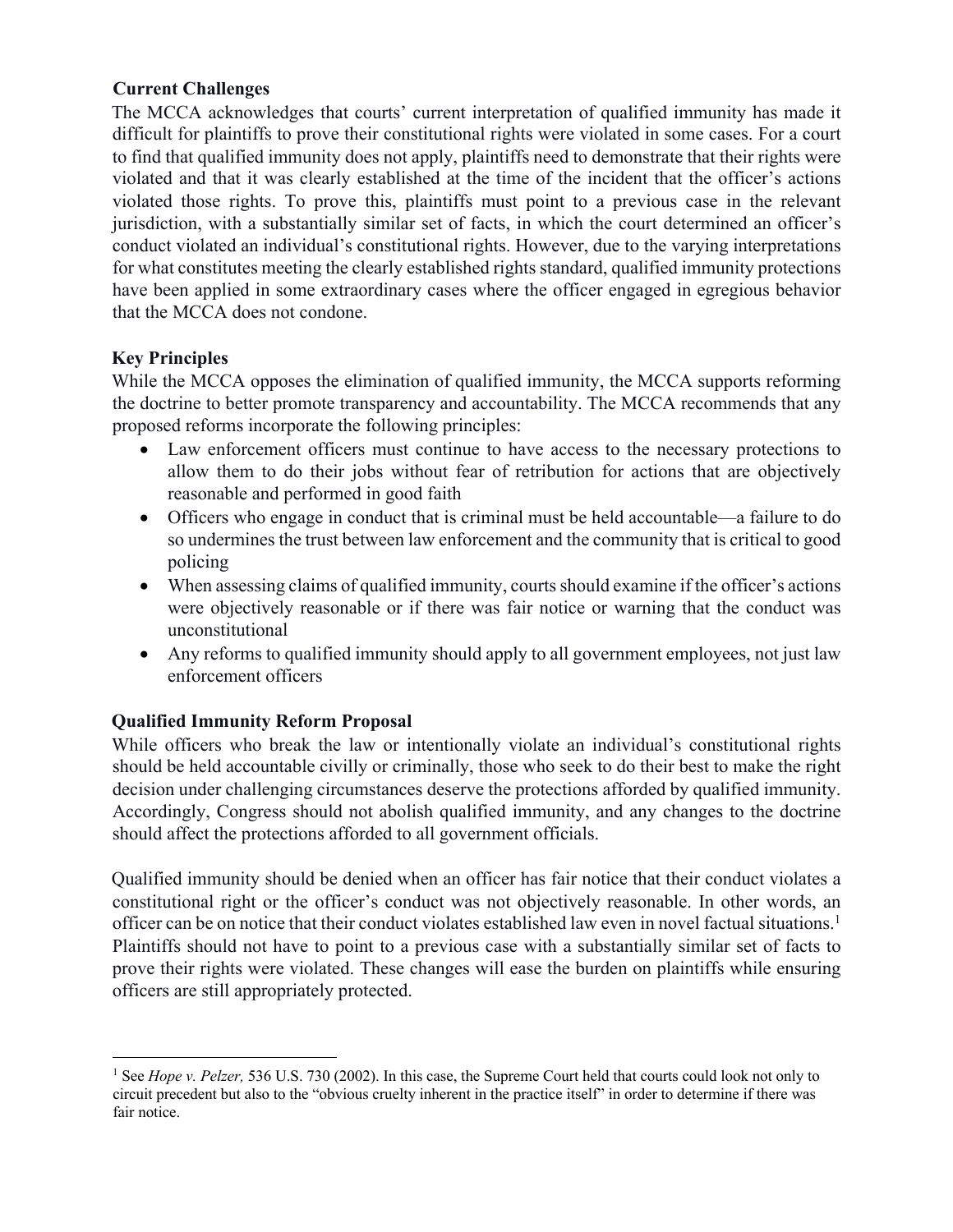### Current Challenges

The MCCA acknowledges that courts' current interpretation of qualified immunity has made it difficult for plaintiffs to prove their constitutional rights were violated in some cases. For a court to find that qualified immunity does not apply, plaintiffs need to demonstrate that their rights were violated and that it was clearly established at the time of the incident that the officer's actions violated those rights. To prove this, plaintiffs must point to a previous case in the relevant jurisdiction, with a substantially similar set of facts, in which the court determined an officer's conduct violated an individual's constitutional rights. However, due to the varying interpretations for what constitutes meeting the clearly established rights standard, qualified immunity protections have been applied in some extraordinary cases where the officer engaged in egregious behavior that the MCCA does not condone.

### Key Principles

While the MCCA opposes the elimination of qualified immunity, the MCCA supports reforming the doctrine to better promote transparency and accountability. The MCCA recommends that any proposed reforms incorporate the following principles:

- Law enforcement officers must continue to have access to the necessary protections to allow them to do their jobs without fear of retribution for actions that are objectively reasonable and performed in good faith
- Officers who engage in conduct that is criminal must be held accountable—a failure to do so undermines the trust between law enforcement and the community that is critical to good policing
- When assessing claims of qualified immunity, courts should examine if the officer's actions were objectively reasonable or if there was fair notice or warning that the conduct was unconstitutional
- Any reforms to qualified immunity should apply to all government employees, not just law enforcement officers

### Qualified Immunity Reform Proposal

While officers who break the law or intentionally violate an individual's constitutional rights should be held accountable civilly or criminally, those who seek to do their best to make the right decision under challenging circumstances deserve the protections afforded by qualified immunity. Accordingly, Congress should not abolish qualified immunity, and any changes to the doctrine should affect the protections afforded to all government officials.

Qualified immunity should be denied when an officer has fair notice that their conduct violates a constitutional right or the officer's conduct was not objectively reasonable. In other words, an officer can be on notice that their conduct violates established law even in novel factual situations.[1] Plaintiffs should not have to point to a previous case with a substantially similar set of facts to prove their rights were violated. These changes will ease the burden on plaintiffs while ensuring officers are still appropriately protected.

---

[1] See *Hope v. Pelzer,* 536 U.S. 730 (2002). In this case, the Supreme Court held that courts could look not only to circuit precedent but also to the "obvious cruelty inherent in the practice itself" in order to determine if there was fair notice.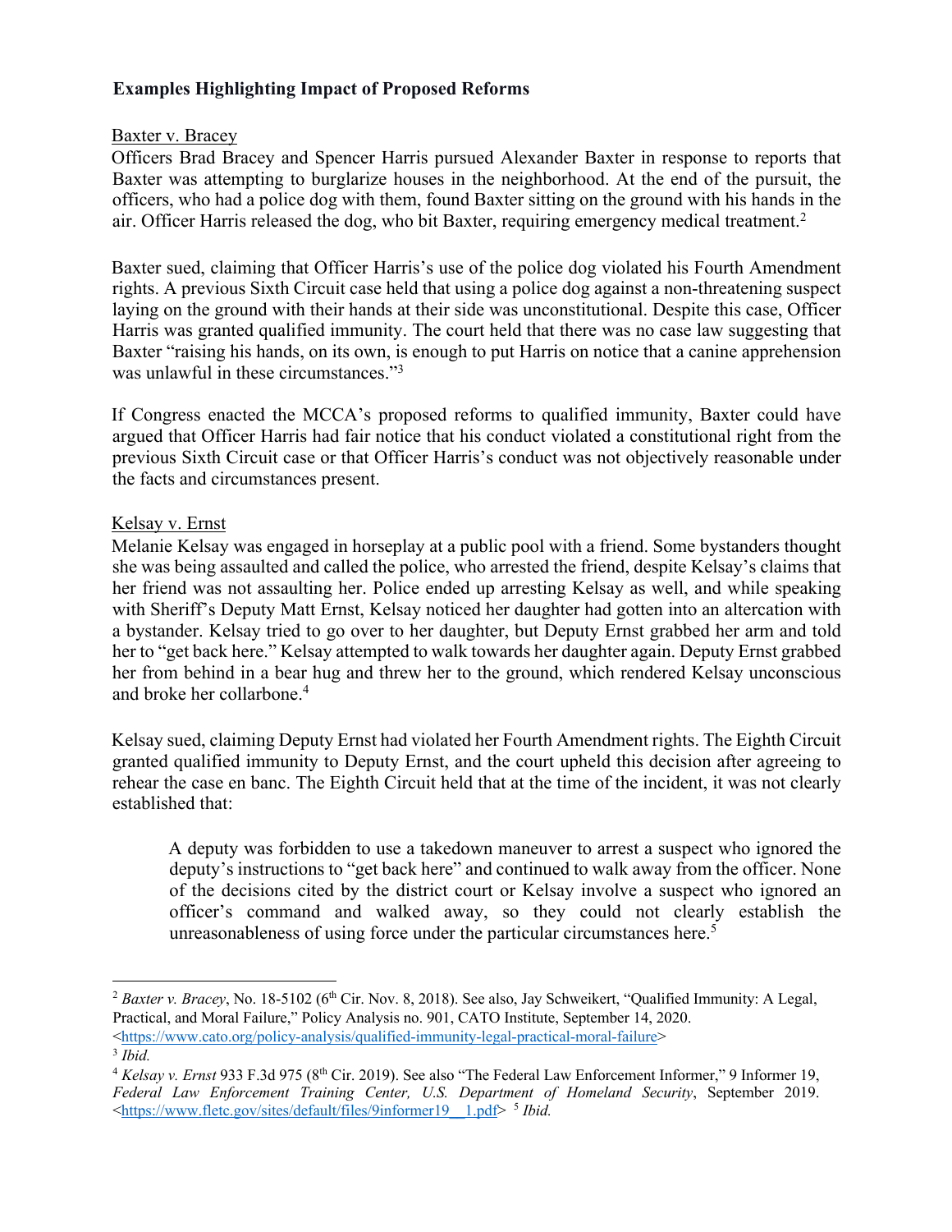**Examples Highlighting Impact of Proposed Reforms**

Baxter v. Bracey

Officers Brad Bracey and Spencer Harris pursued Alexander Baxter in response to reports that Baxter was attempting to burglarize houses in the neighborhood. At the end of the pursuit, the officers, who had a police dog with them, found Baxter sitting on the ground with his hands in the air. Officer Harris released the dog, who bit Baxter, requiring emergency medical treatment.[2]

Baxter sued, claiming that Officer Harris's use of the police dog violated his Fourth Amendment rights. A previous Sixth Circuit case held that using a police dog against a non-threatening suspect laying on the ground with their hands at their side was unconstitutional. Despite this case, Officer Harris was granted qualified immunity. The court held that there was no case law suggesting that Baxter "raising his hands, on its own, is enough to put Harris on notice that a canine apprehension was unlawful in these circumstances."[3]

If Congress enacted the MCCA's proposed reforms to qualified immunity, Baxter could have argued that Officer Harris had fair notice that his conduct violated a constitutional right from the previous Sixth Circuit case or that Officer Harris's conduct was not objectively reasonable under the facts and circumstances present.

Kelsay v. Ernst

Melanie Kelsay was engaged in horseplay at a public pool with a friend. Some bystanders thought she was being assaulted and called the police, who arrested the friend, despite Kelsay's claims that her friend was not assaulting her. Police ended up arresting Kelsay as well, and while speaking with Sheriff's Deputy Matt Ernst, Kelsay noticed her daughter had gotten into an altercation with a bystander. Kelsay tried to go over to her daughter, but Deputy Ernst grabbed her arm and told her to "get back here." Kelsay attempted to walk towards her daughter again. Deputy Ernst grabbed her from behind in a bear hug and threw her to the ground, which rendered Kelsay unconscious and broke her collarbone.[4]

Kelsay sued, claiming Deputy Ernst had violated her Fourth Amendment rights. The Eighth Circuit granted qualified immunity to Deputy Ernst, and the court upheld this decision after agreeing to rehear the case en banc. The Eighth Circuit held that at the time of the incident, it was not clearly established that:

> A deputy was forbidden to use a takedown maneuver to arrest a suspect who ignored the deputy's instructions to "get back here" and continued to walk away from the officer. None of the decisions cited by the district court or Kelsay involve a suspect who ignored an officer's command and walked away, so they could not clearly establish the unreasonableness of using force under the particular circumstances here.[5]

---

[2] *Baxter v. Bracey*, No. 18-5102 (6th Cir. Nov. 8, 2018). See also, Jay Schweikert, "Qualified Immunity: A Legal, Practical, and Moral Failure," Policy Analysis no. 901, CATO Institute, September 14, 2020. <https://www.cato.org/policy-analysis/qualified-immunity-legal-practical-moral-failure>

[3] *Ibid.*

[4] *Kelsay v. Ernst* 933 F.3d 975 (8th Cir. 2019). See also "The Federal Law Enforcement Informer," 9 Informer 19, *Federal Law Enforcement Training Center, U.S. Department of Homeland Security*, September 2019. <https://www.fletc.gov/sites/default/files/9informer19__1.pdf>

[5] *Ibid.*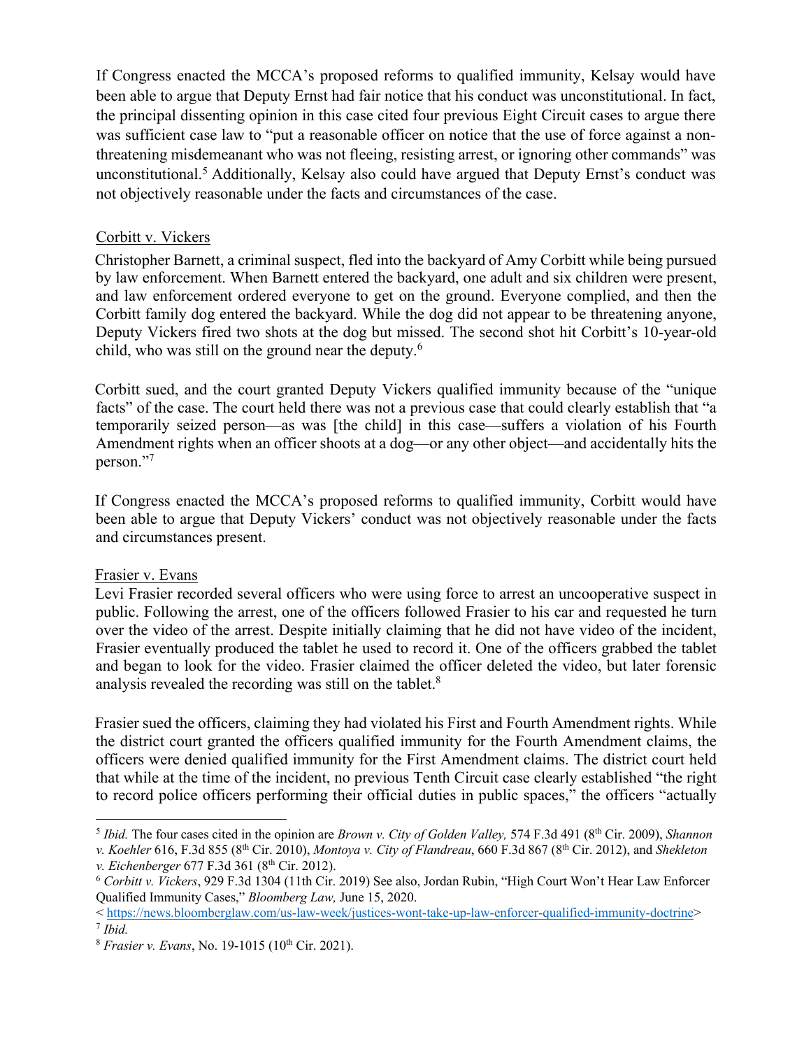If Congress enacted the MCCA's proposed reforms to qualified immunity, Kelsay would have been able to argue that Deputy Ernst had fair notice that his conduct was unconstitutional. In fact, the principal dissenting opinion in this case cited four previous Eight Circuit cases to argue there was sufficient case law to "put a reasonable officer on notice that the use of force against a non-threatening misdemeanant who was not fleeing, resisting arrest, or ignoring other commands" was unconstitutional.[5] Additionally, Kelsay also could have argued that Deputy Ernst's conduct was not objectively reasonable under the facts and circumstances of the case.

Corbitt v. Vickers

Christopher Barnett, a criminal suspect, fled into the backyard of Amy Corbitt while being pursued by law enforcement. When Barnett entered the backyard, one adult and six children were present, and law enforcement ordered everyone to get on the ground. Everyone complied, and then the Corbitt family dog entered the backyard. While the dog did not appear to be threatening anyone, Deputy Vickers fired two shots at the dog but missed. The second shot hit Corbitt's 10-year-old child, who was still on the ground near the deputy.[6]

Corbitt sued, and the court granted Deputy Vickers qualified immunity because of the "unique facts" of the case. The court held there was not a previous case that could clearly establish that "a temporarily seized person—as was [the child] in this case—suffers a violation of his Fourth Amendment rights when an officer shoots at a dog—or any other object—and accidentally hits the person."[7]

If Congress enacted the MCCA's proposed reforms to qualified immunity, Corbitt would have been able to argue that Deputy Vickers' conduct was not objectively reasonable under the facts and circumstances present.

Frasier v. Evans

Levi Frasier recorded several officers who were using force to arrest an uncooperative suspect in public. Following the arrest, one of the officers followed Frasier to his car and requested he turn over the video of the arrest. Despite initially claiming that he did not have video of the incident, Frasier eventually produced the tablet he used to record it. One of the officers grabbed the tablet and began to look for the video. Frasier claimed the officer deleted the video, but later forensic analysis revealed the recording was still on the tablet.[8]

Frasier sued the officers, claiming they had violated his First and Fourth Amendment rights. While the district court granted the officers qualified immunity for the Fourth Amendment claims, the officers were denied qualified immunity for the First Amendment claims. The district court held that while at the time of the incident, no previous Tenth Circuit case clearly established "the right to record police officers performing their official duties in public spaces," the officers "actually

---

[5] *Ibid.* The four cases cited in the opinion are *Brown v. City of Golden Valley,* 574 F.3d 491 (8th Cir. 2009), *Shannon v. Koehler* 616, F.3d 855 (8th Cir. 2010), *Montoya v. City of Flandreau*, 660 F.3d 867 (8th Cir. 2012), and *Shekleton v. Eichenberger* 677 F.3d 361 (8th Cir. 2012).

[6] *Corbitt v. Vickers*, 929 F.3d 1304 (11th Cir. 2019) See also, Jordan Rubin, "High Court Won't Hear Law Enforcer Qualified Immunity Cases," *Bloomberg Law,* June 15, 2020. < https://news.bloomberglaw.com/us-law-week/justices-wont-take-up-law-enforcer-qualified-immunity-doctrine>

[7] *Ibid.*

[8] *Frasier v. Evans*, No. 19-1015 (10th Cir. 2021).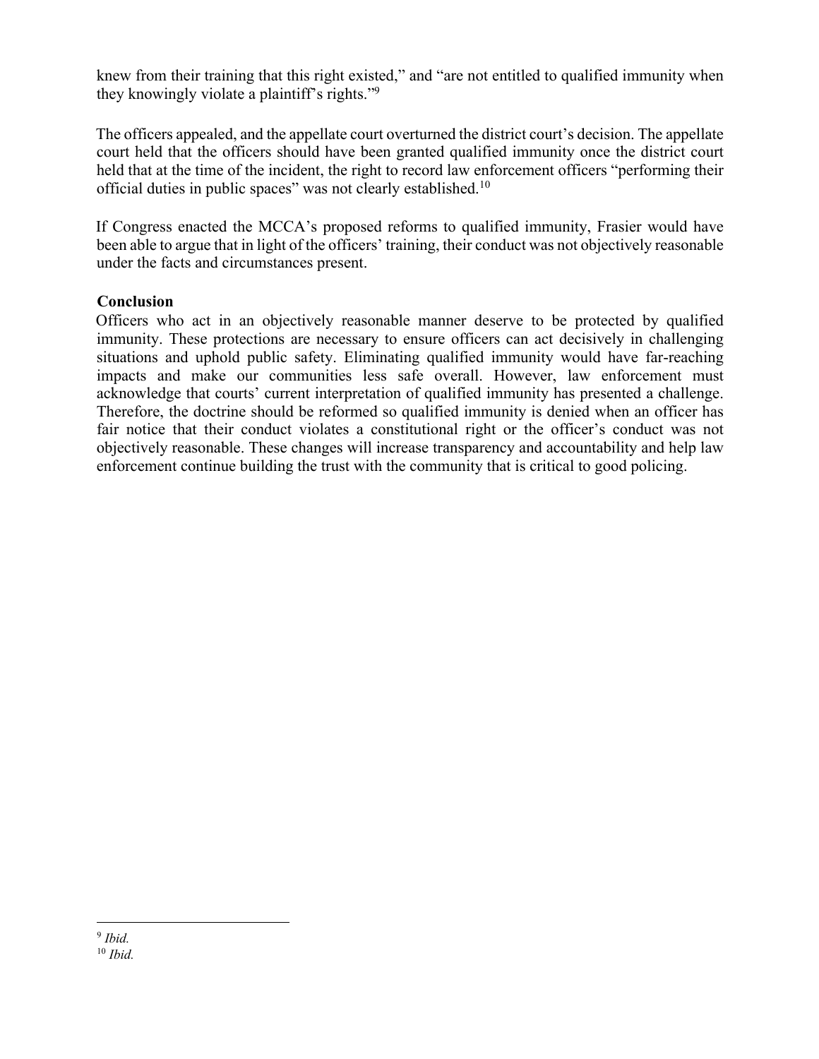knew from their training that this right existed," and "are not entitled to qualified immunity when they knowingly violate a plaintiff's rights."[9]

The officers appealed, and the appellate court overturned the district court's decision. The appellate court held that the officers should have been granted qualified immunity once the district court held that at the time of the incident, the right to record law enforcement officers "performing their official duties in public spaces" was not clearly established.[10]

If Congress enacted the MCCA's proposed reforms to qualified immunity, Frasier would have been able to argue that in light of the officers' training, their conduct was not objectively reasonable under the facts and circumstances present.

**Conclusion**

Officers who act in an objectively reasonable manner deserve to be protected by qualified immunity. These protections are necessary to ensure officers can act decisively in challenging situations and uphold public safety. Eliminating qualified immunity would have far-reaching impacts and make our communities less safe overall. However, law enforcement must acknowledge that courts' current interpretation of qualified immunity has presented a challenge. Therefore, the doctrine should be reformed so qualified immunity is denied when an officer has fair notice that their conduct violates a constitutional right or the officer's conduct was not objectively reasonable. These changes will increase transparency and accountability and help law enforcement continue building the trust with the community that is critical to good policing.

---

[9] *Ibid.*

[10] *Ibid.*